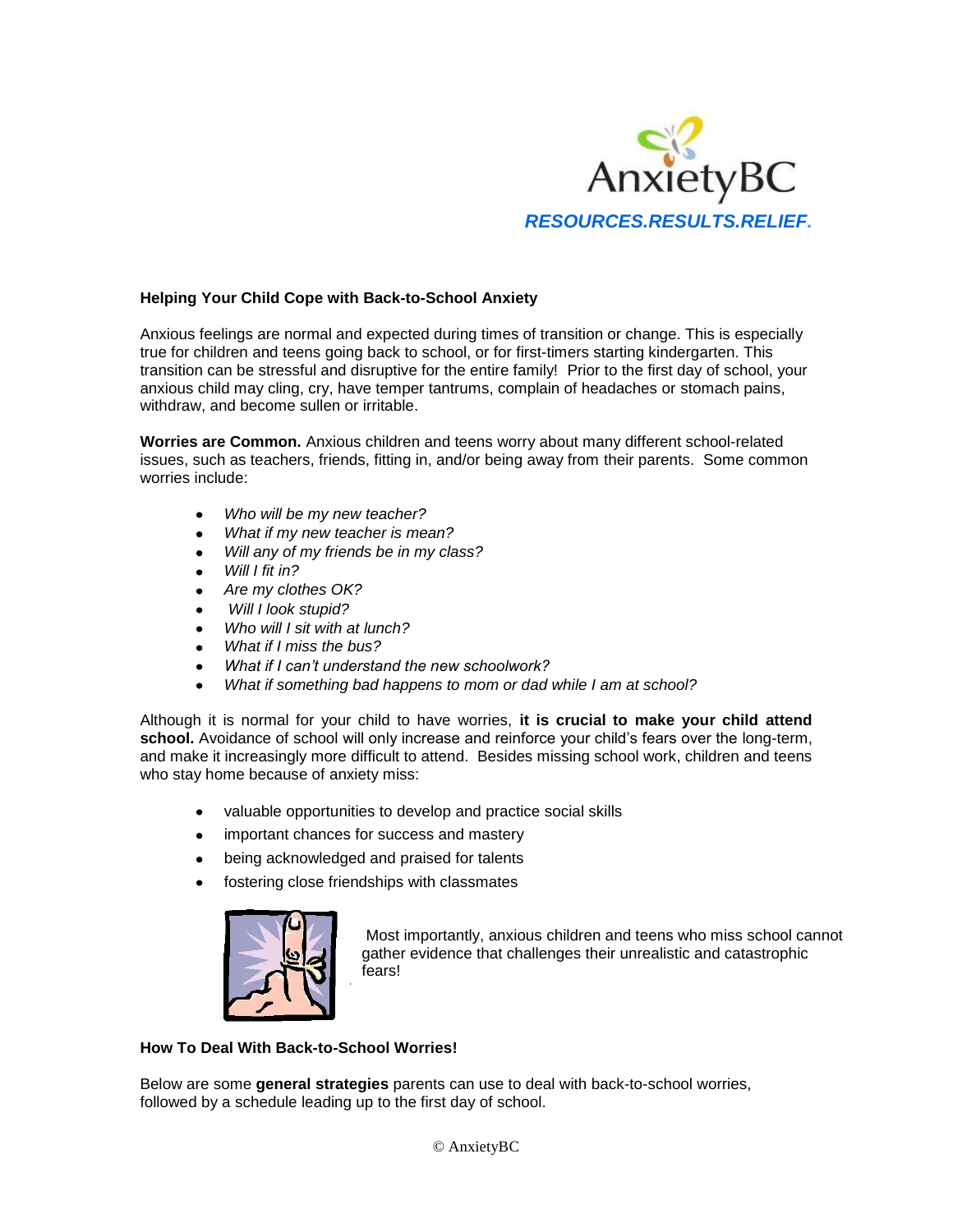AnxietyBC

*RESOURCES.RESULTS.RELIEF.*

**Helping Your Child Cope with Back-to-School Anxiety**

Anxious feelings are normal and expected during times of transition or change. This is especially true for children and teens going back to school, or for first-timers starting kindergarten. This transition can be stressful and disruptive for the entire family! Prior to the first day of school, your anxious child may cling, cry, have temper tantrums, complain of headaches or stomach pains, withdraw, and become sullen or irritable.

**Worries are Common.** Anxious children and teens worry about many different school-related issues, such as teachers, friends, fitting in, and/or being away from their parents. Some common worries include:

- *Who will be my new teacher?*
- *What if my new teacher is mean?*
- *Will any of my friends be in my class?*
- *Will I fit in?*
- *Are my clothes OK?*
- *Will I look stupid?*
- *Who will I sit with at lunch?*
- *What if I miss the bus?*
- *What if I can't understand the new schoolwork?*
- *What if something bad happens to mom or dad while I am at school?*

Although it is normal for your child to have worries, **it is crucial to make your child attend school.** Avoidance of school will only increase and reinforce your child's fears over the long-term, and make it increasingly more difficult to attend. Besides missing school work, children and teens who stay home because of anxiety miss:

- valuable opportunities to develop and practice social skills
- important chances for success and mastery
- being acknowledged and praised for talents
- fostering close friendships with classmates

Most importantly, anxious children and teens who miss school cannot gather evidence that challenges their unrealistic and catastrophic fears!

**How To Deal With Back-to-School Worries!**

Below are some **general strategies** parents can use to deal with back-to-school worries, followed by a schedule leading up to the first day of school.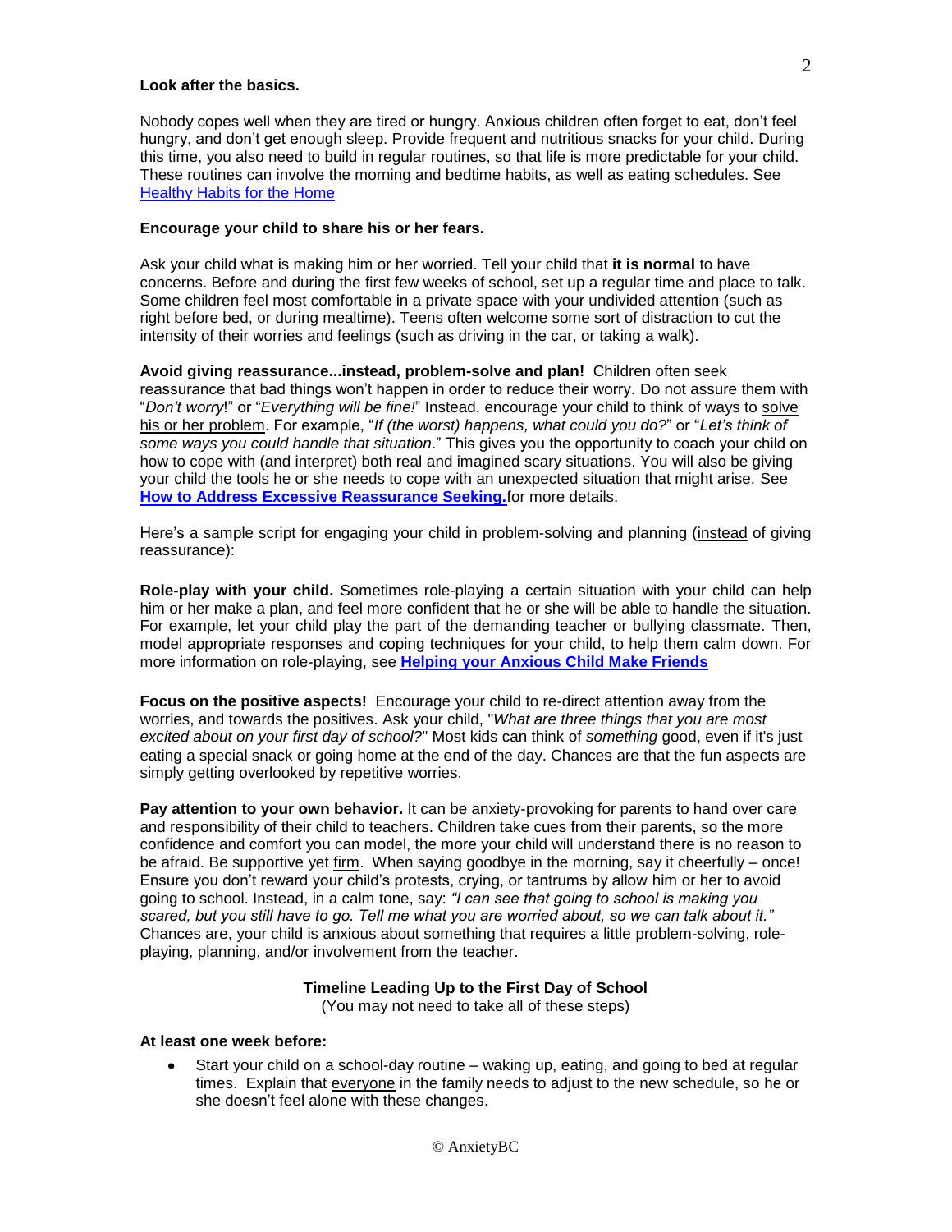**Look after the basics.**

Nobody copes well when they are tired or hungry. Anxious children often forget to eat, don't feel hungry, and don't get enough sleep. Provide frequent and nutritious snacks for your child. During this time, you also need to build in regular routines, so that life is more predictable for your child. These routines can involve the morning and bedtime habits, as well as eating schedules. See Healthy Habits for the Home

**Encourage your child to share his or her fears.**

Ask your child what is making him or her worried. Tell your child that **it is normal** to have concerns. Before and during the first few weeks of school, set up a regular time and place to talk. Some children feel most comfortable in a private space with your undivided attention (such as right before bed, or during mealtime). Teens often welcome some sort of distraction to cut the intensity of their worries and feelings (such as driving in the car, or taking a walk).

**Avoid giving reassurance...instead, problem-solve and plan!** Children often seek reassurance that bad things won't happen in order to reduce their worry. Do not assure them with "*Don't worry*!" or "*Everything will be fine!*" Instead, encourage your child to think of ways to solve his or her problem. For example, "*If (the worst) happens, what could you do?*" or "*Let's think of some ways you could handle that situation*." This gives you the opportunity to coach your child on how to cope with (and interpret) both real and imagined scary situations. You will also be giving your child the tools he or she needs to cope with an unexpected situation that might arise. See **How to Address Excessive Reassurance Seeking.** for more details.

Here's a sample script for engaging your child in problem-solving and planning (instead of giving reassurance):

**Role-play with your child.** Sometimes role-playing a certain situation with your child can help him or her make a plan, and feel more confident that he or she will be able to handle the situation. For example, let your child play the part of the demanding teacher or bullying classmate. Then, model appropriate responses and coping techniques for your child, to help them calm down. For more information on role-playing, see **Helping your Anxious Child Make Friends**

**Focus on the positive aspects!** Encourage your child to re-direct attention away from the worries, and towards the positives. Ask your child, "*What are three things that you are most excited about on your first day of school?*" Most kids can think of *something* good, even if it's just eating a special snack or going home at the end of the day. Chances are that the fun aspects are simply getting overlooked by repetitive worries.

**Pay attention to your own behavior.** It can be anxiety-provoking for parents to hand over care and responsibility of their child to teachers. Children take cues from their parents, so the more confidence and comfort you can model, the more your child will understand there is no reason to be afraid. Be supportive yet firm. When saying goodbye in the morning, say it cheerfully – once! Ensure you don't reward your child's protests, crying, or tantrums by allow him or her to avoid going to school. Instead, in a calm tone, say: *"I can see that going to school is making you scared, but you still have to go. Tell me what you are worried about, so we can talk about it."* Chances are, your child is anxious about something that requires a little problem-solving, role-playing, planning, and/or involvement from the teacher.

## Timeline Leading Up to the First Day of School

(You may not need to take all of these steps)

**At least one week before:**

- Start your child on a school-day routine – waking up, eating, and going to bed at regular times. Explain that everyone in the family needs to adjust to the new schedule, so he or she doesn't feel alone with these changes.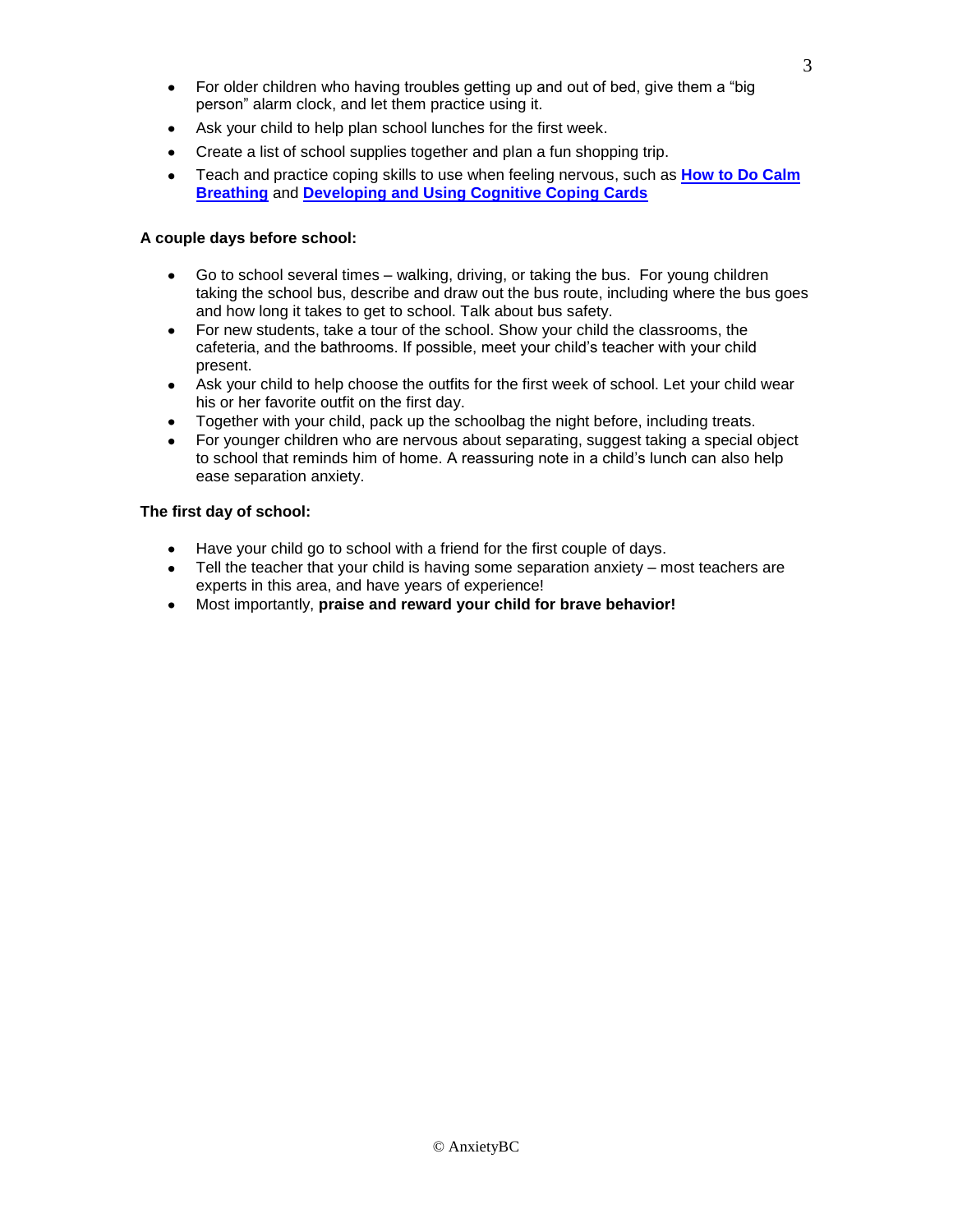- For older children who having troubles getting up and out of bed, give them a "big person" alarm clock, and let them practice using it.
- Ask your child to help plan school lunches for the first week.
- Create a list of school supplies together and plan a fun shopping trip.
- Teach and practice coping skills to use when feeling nervous, such as **How to Do Calm Breathing** and **Developing and Using Cognitive Coping Cards**

**A couple days before school:**

- Go to school several times – walking, driving, or taking the bus. For young children taking the school bus, describe and draw out the bus route, including where the bus goes and how long it takes to get to school. Talk about bus safety.
- For new students, take a tour of the school. Show your child the classrooms, the cafeteria, and the bathrooms. If possible, meet your child's teacher with your child present.
- Ask your child to help choose the outfits for the first week of school. Let your child wear his or her favorite outfit on the first day.
- Together with your child, pack up the schoolbag the night before, including treats.
- For younger children who are nervous about separating, suggest taking a special object to school that reminds him of home. A reassuring note in a child's lunch can also help ease separation anxiety.

**The first day of school:**

- Have your child go to school with a friend for the first couple of days.
- Tell the teacher that your child is having some separation anxiety – most teachers are experts in this area, and have years of experience!
- Most importantly, **praise and reward your child for brave behavior!**

© AnxietyBC